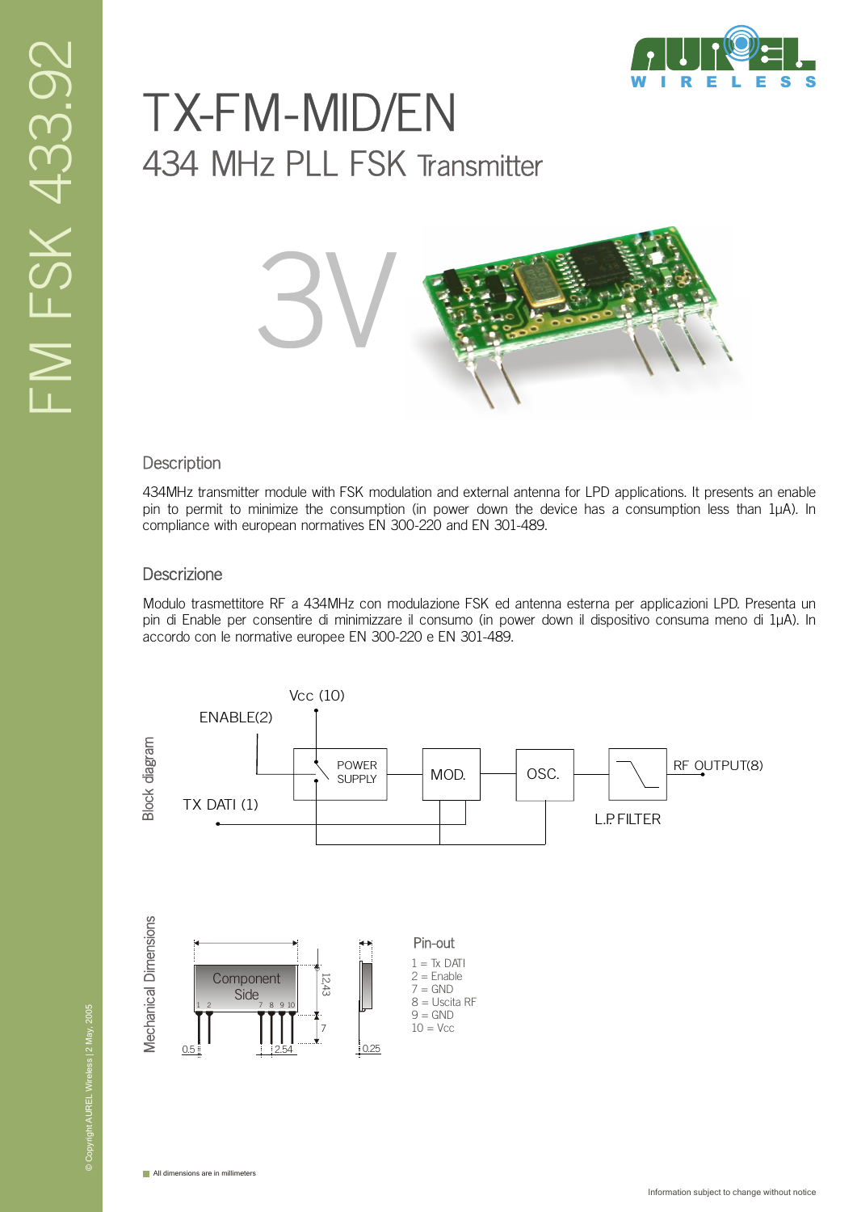# TX-FM-MID/EN

## 434 MHz PLL FSK Transmitter

3V

### Description

434MHz transmitter module with FSK modulation and external antenna for LPD applications. It presents an enable pin to permit to minimize the consumption (in power down the device has a consumption less than 1µA). In compliance with european normatives EN 300-220 and EN 301-489.

### Descrizione

Modulo trasmettitore RF a 434MHz con modulazione FSK ed antenna esterna per applicazioni LPD. Presenta un pin di Enable per consentire di minimizzare il consumo (in power down il dispositivo consuma meno di 1µA). In accordo con le normative europee EN 300-220 e EN 301-489.

### Block diagram

Vcc (10)
ENABLE(2)
POWER SUPPLY
MOD.
OSC.
RF OUTPUT(8)
TX DATI (1)
L.P. FILTER

### Mechanical Dimensions

Component Side

1 2 7 8 9 10

12,43

7

0,5

2,54

0,25

### Pin-out

1 = Tx DATI
2 = Enable
7 = GND
8 = Uscita RF
9 = GND
10 = Vcc

All dimensions are in millimeters

Information subject to change without notice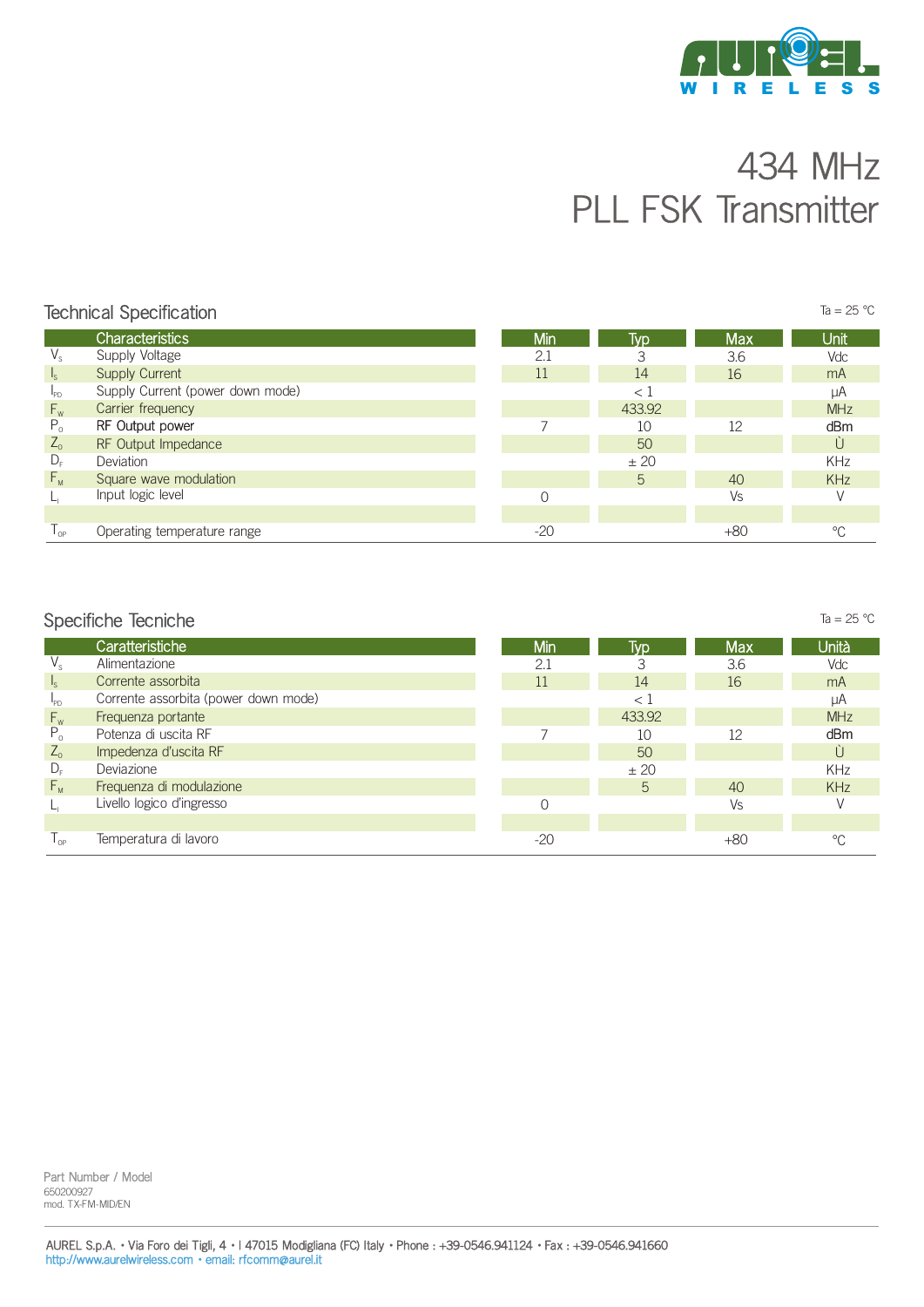# 434 MHz PLL FSK Transmitter

## Technical Specification

Ta = 25 °C

| | Characteristics | Min | Typ | Max | Unit |
|---|---|---|---|---|---|
| $V_S$ | Supply Voltage | 2.1 | 3 | 3.6 | Vdc |
| $I_S$ | Supply Current | 11 | 14 | 16 | mA |
| $I_{PD}$ | Supply Current (power down mode) | | < 1 | | µA |
| $F_W$ | Carrier frequency | | 433.92 | | MHz |
| $P_O$ | RF Output power | 7 | 10 | 12 | dBm |
| $Z_O$ | RF Output Impedance | | 50 | | Ù |
| $D_F$ | Deviation | | ± 20 | | KHz |
| $F_M$ | Square wave modulation | | 5 | 40 | KHz |
| $L_I$ | Input logic level | 0 | | Vs | V |
| | | | | | |
| $T_{OP}$ | Operating temperature range | -20 | | +80 | °C |

## Specifiche Tecniche

Ta = 25 °C

| | Caratteristiche | Min | Typ | Max | Unità |
|---|---|---|---|---|---|
| $V_S$ | Alimentazione | 2.1 | 3 | 3.6 | Vdc |
| $I_S$ | Corrente assorbita | 11 | 14 | 16 | mA |
| $I_{PD}$ | Corrente assorbita (power down mode) | | < 1 | | µA |
| $F_W$ | Frequenza portante | | 433.92 | | MHz |
| $P_O$ | Potenza di uscita RF | 7 | 10 | 12 | dBm |
| $Z_O$ | Impedenza d'uscita RF | | 50 | | Ù |
| $D_F$ | Deviazione | | ± 20 | | KHz |
| $F_M$ | Frequenza di modulazione | | 5 | 40 | KHz |
| $L_I$ | Livello logico d'ingresso | 0 | | Vs | V |
| | | | | | |
| $T_{OP}$ | Temperatura di lavoro | -20 | | +80 | °C |

Part Number / Model
650200927
mod. TX-FM-MID/EN

AUREL S.p.A. • Via Foro dei Tigli, 4 • I 47015 Modigliana (FC) Italy • Phone : +39-0546.941124 • Fax : +39-0546.941660
http://www.aurelwireless.com • email: rfcomm@aurel.it